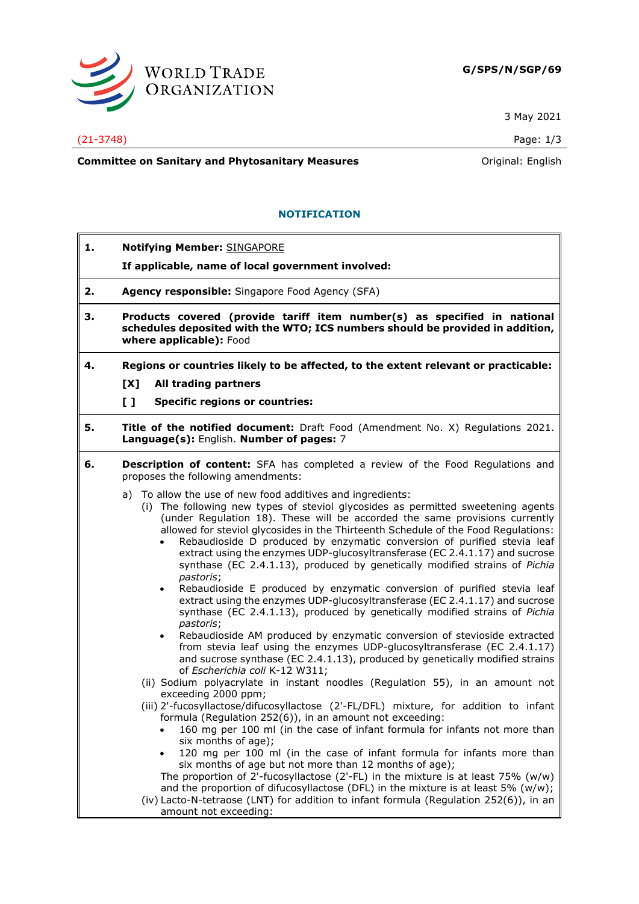**G/SPS/N/SGP/69**

3 May 2021

(21-3748)

**Committee on Sanitary and Phytosanitary Measures**

Original: English

## NOTIFICATION

**1. Notifying Member:** SINGAPORE

**If applicable, name of local government involved:**

**2. Agency responsible:** Singapore Food Agency (SFA)

**3. Products covered (provide tariff item number(s) as specified in national schedules deposited with the WTO; ICS numbers should be provided in addition, where applicable):** Food

**4. Regions or countries likely to be affected, to the extent relevant or practicable:**

**[X] All trading partners**

**[ ] Specific regions or countries:**

**5. Title of the notified document:** Draft Food (Amendment No. X) Regulations 2021. **Language(s):** English. **Number of pages:** 7

**6. Description of content:** SFA has completed a review of the Food Regulations and proposes the following amendments:

a) To allow the use of new food additives and ingredients:

(i) The following new types of steviol glycosides as permitted sweetening agents (under Regulation 18). These will be accorded the same provisions currently allowed for steviol glycosides in the Thirteenth Schedule of the Food Regulations:

- Rebaudioside D produced by enzymatic conversion of purified stevia leaf extract using the enzymes UDP-glucosyltransferase (EC 2.4.1.17) and sucrose synthase (EC 2.4.1.13), produced by genetically modified strains of *Pichia pastoris*;
- Rebaudioside E produced by enzymatic conversion of purified stevia leaf extract using the enzymes UDP-glucosyltransferase (EC 2.4.1.17) and sucrose synthase (EC 2.4.1.13), produced by genetically modified strains of *Pichia pastoris*;
- Rebaudioside AM produced by enzymatic conversion of stevioside extracted from stevia leaf using the enzymes UDP-glucosyltransferase (EC 2.4.1.17) and sucrose synthase (EC 2.4.1.13), produced by genetically modified strains of *Escherichia coli* K-12 W311;

(ii) Sodium polyacrylate in instant noodles (Regulation 55), in an amount not exceeding 2000 ppm;

(iii) 2'-fucosyllactose/difucosyllactose (2'-FL/DFL) mixture, for addition to infant formula (Regulation 252(6)), in an amount not exceeding:

- 160 mg per 100 ml (in the case of infant formula for infants not more than six months of age);
- 120 mg per 100 ml (in the case of infant formula for infants more than six months of age but not more than 12 months of age);

The proportion of 2'-fucosyllactose (2'-FL) in the mixture is at least 75% (w/w) and the proportion of difucosyllactose (DFL) in the mixture is at least 5% (w/w);

(iv) Lacto-N-tetraose (LNT) for addition to infant formula (Regulation 252(6)), in an amount not exceeding: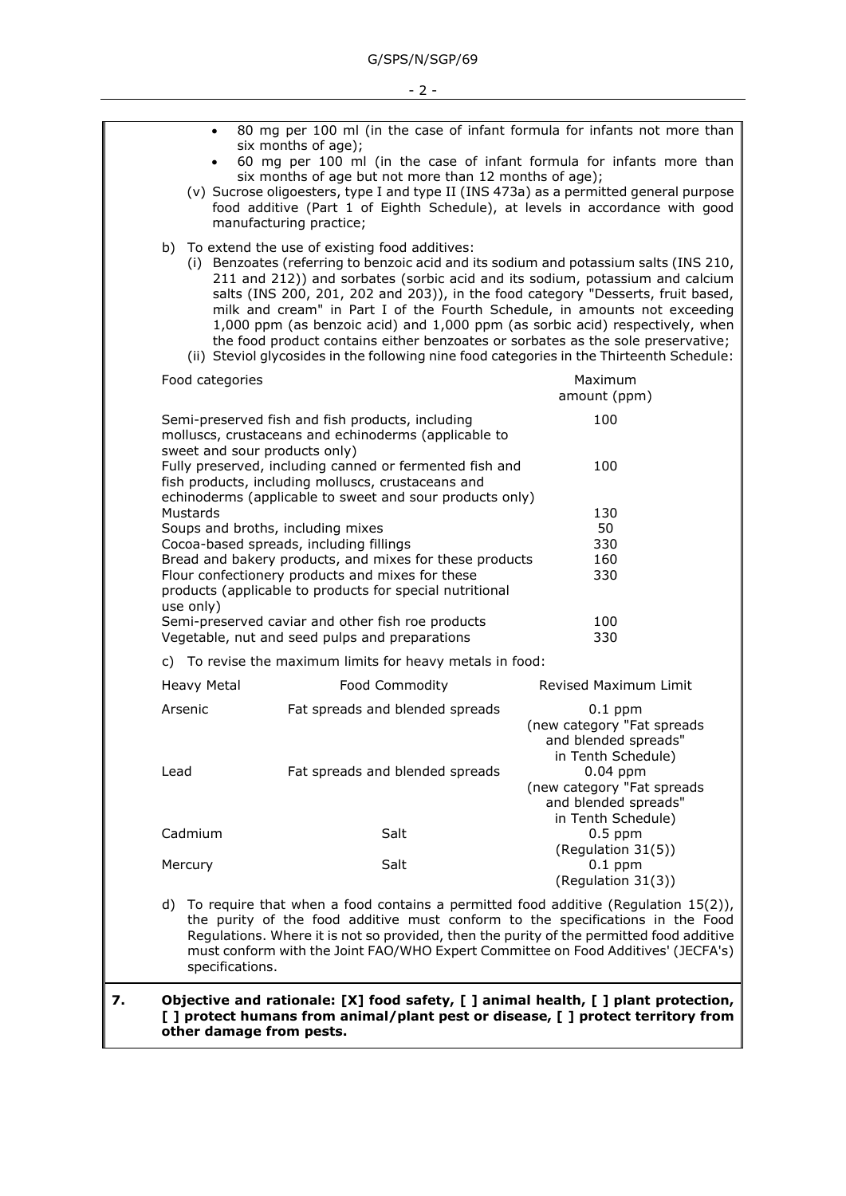- 80 mg per 100 ml (in the case of infant formula for infants not more than six months of age);
- 60 mg per 100 ml (in the case of infant formula for infants more than six months of age but not more than 12 months of age);

(v) Sucrose oligoesters, type I and type II (INS 473a) as a permitted general purpose food additive (Part 1 of Eighth Schedule), at levels in accordance with good manufacturing practice;

b) To extend the use of existing food additives:

(i) Benzoates (referring to benzoic acid and its sodium and potassium salts (INS 210, 211 and 212)) and sorbates (sorbic acid and its sodium, potassium and calcium salts (INS 200, 201, 202 and 203)), in the food category "Desserts, fruit based, milk and cream" in Part I of the Fourth Schedule, in amounts not exceeding 1,000 ppm (as benzoic acid) and 1,000 ppm (as sorbic acid) respectively, when the food product contains either benzoates or sorbates as the sole preservative;

(ii) Steviol glycosides in the following nine food categories in the Thirteenth Schedule:

| Food categories | Maximum amount (ppm) |
|---|---|
| Semi-preserved fish and fish products, including molluscs, crustaceans and echinoderms (applicable to sweet and sour products only) | 100 |
| Fully preserved, including canned or fermented fish and fish products, including molluscs, crustaceans and echinoderms (applicable to sweet and sour products only) | 100 |
| Mustards | 130 |
| Soups and broths, including mixes | 50 |
| Cocoa-based spreads, including fillings | 330 |
| Bread and bakery products, and mixes for these products | 160 |
| Flour confectionery products and mixes for these products (applicable to products for special nutritional use only) | 330 |
| Semi-preserved caviar and other fish roe products | 100 |
| Vegetable, nut and seed pulps and preparations | 330 |

c) To revise the maximum limits for heavy metals in food:

| Heavy Metal | Food Commodity | Revised Maximum Limit |
|---|---|---|
| Arsenic | Fat spreads and blended spreads | 0.1 ppm (new category "Fat spreads and blended spreads" in Tenth Schedule) |
| Lead | Fat spreads and blended spreads | 0.04 ppm (new category "Fat spreads and blended spreads" in Tenth Schedule) |
| Cadmium | Salt | 0.5 ppm (Regulation 31(5)) |
| Mercury | Salt | 0.1 ppm (Regulation 31(3)) |

d) To require that when a food contains a permitted food additive (Regulation 15(2)), the purity of the food additive must conform to the specifications in the Food Regulations. Where it is not so provided, then the purity of the permitted food additive must conform with the Joint FAO/WHO Expert Committee on Food Additives' (JECFA's) specifications.

**7. Objective and rationale: [X] food safety, [ ] animal health, [ ] plant protection, [ ] protect humans from animal/plant pest or disease, [ ] protect territory from other damage from pests.**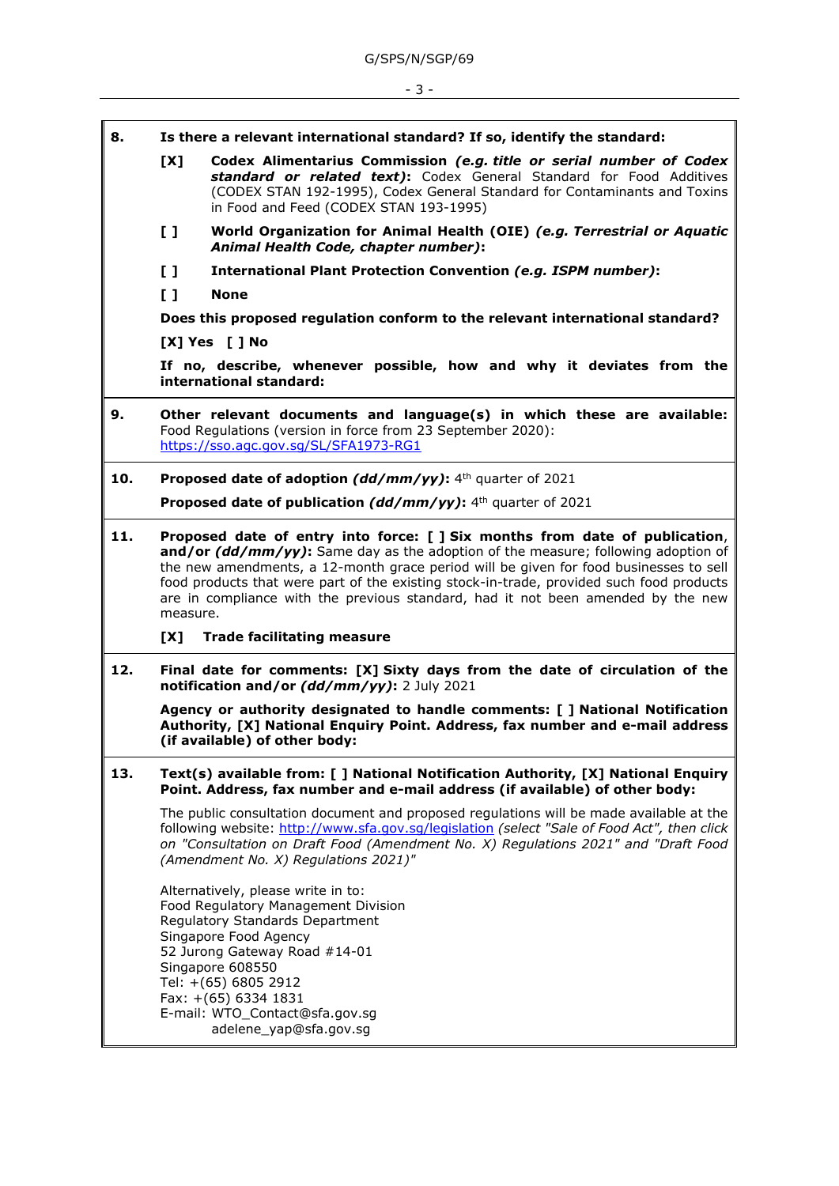**8. Is there a relevant international standard? If so, identify the standard:**

**[X]** **Codex Alimentarius Commission *(e.g. title or serial number of Codex standard or related text)*:** Codex General Standard for Food Additives (CODEX STAN 192-1995), Codex General Standard for Contaminants and Toxins in Food and Feed (CODEX STAN 193-1995)

**[ ]** **World Organization for Animal Health (OIE) *(e.g. Terrestrial or Aquatic Animal Health Code, chapter number)*:**

**[ ]** **International Plant Protection Convention *(e.g. ISPM number)*:**

**[ ]** **None**

**Does this proposed regulation conform to the relevant international standard?**

**[X] Yes [ ] No**

**If no, describe, whenever possible, how and why it deviates from the international standard:**

**9. Other relevant documents and language(s) in which these are available:** Food Regulations (version in force from 23 September 2020): https://sso.agc.gov.sg/SL/SFA1973-RG1

**10. Proposed date of adoption *(dd/mm/yy)*:** 4th quarter of 2021

**Proposed date of publication *(dd/mm/yy)*:** 4th quarter of 2021

**11. Proposed date of entry into force: [ ] Six months from date of publication, and/or *(dd/mm/yy)*:** Same day as the adoption of the measure; following adoption of the new amendments, a 12-month grace period will be given for food businesses to sell food products that were part of the existing stock-in-trade, provided such food products are in compliance with the previous standard, had it not been amended by the new measure.

**[X] Trade facilitating measure**

**12. Final date for comments: [X] Sixty days from the date of circulation of the notification and/or *(dd/mm/yy)*:** 2 July 2021

**Agency or authority designated to handle comments: [ ] National Notification Authority, [X] National Enquiry Point. Address, fax number and e-mail address (if available) of other body:**

**13. Text(s) available from: [ ] National Notification Authority, [X] National Enquiry Point. Address, fax number and e-mail address (if available) of other body:**

The public consultation document and proposed regulations will be made available at the following website: http://www.sfa.gov.sg/legislation *(select "Sale of Food Act", then click on "Consultation on Draft Food (Amendment No. X) Regulations 2021" and "Draft Food (Amendment No. X) Regulations 2021)"*

Alternatively, please write in to:
Food Regulatory Management Division
Regulatory Standards Department
Singapore Food Agency
52 Jurong Gateway Road #14-01
Singapore 608550
Tel: +(65) 6805 2912
Fax: +(65) 6334 1831
E-mail: WTO_Contact@sfa.gov.sg
adelene_yap@sfa.gov.sg